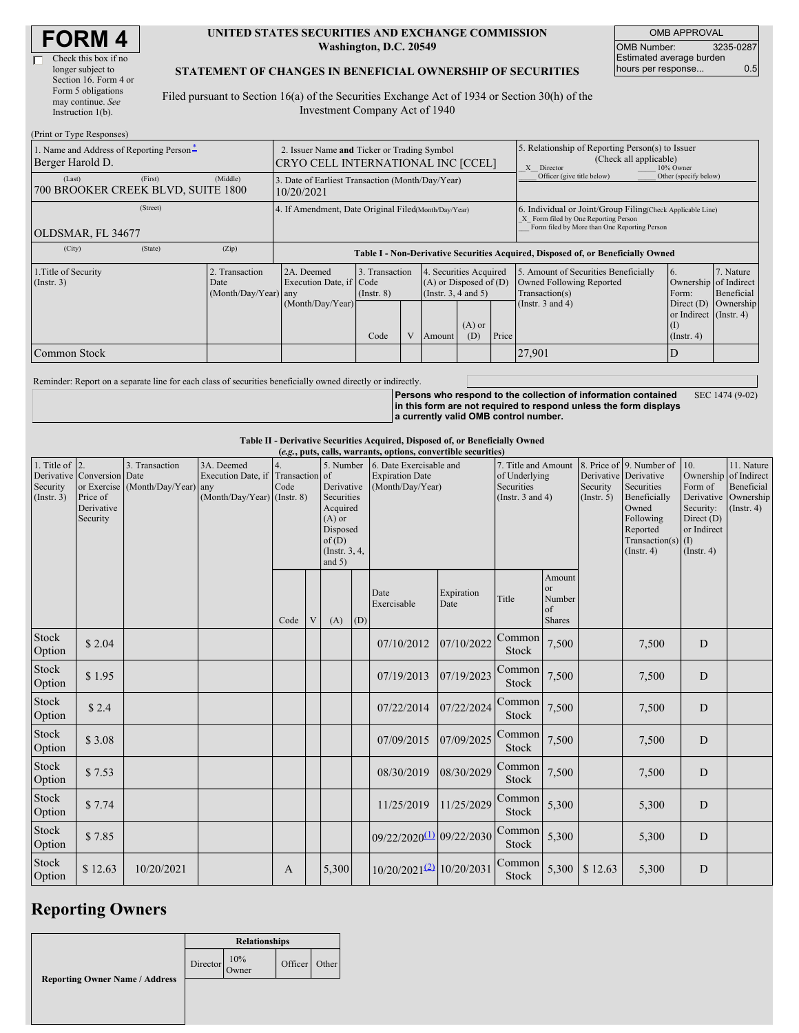# FORM 4

☐ Check this box if no longer subject to Section 16. Form 4 or Form 5 obligations may continue. *See* Instruction 1(b).

**UNITED STATES SECURITIES AND EXCHANGE COMMISSION**
**Washington, D.C. 20549**

**STATEMENT OF CHANGES IN BENEFICIAL OWNERSHIP OF SECURITIES**

Filed pursuant to Section 16(a) of the Securities Exchange Act of 1934 or Section 30(h) of the Investment Company Act of 1940

| OMB APPROVAL | |
|---|---|
| OMB Number: | 3235-0287 |
| Estimated average burden hours per response... | 0.5 |

(Print or Type Responses)

| 1. Name and Address of Reporting Person* | 2. Issuer Name and Ticker or Trading Symbol | 5. Relationship of Reporting Person(s) to Issuer (Check all applicable) |
|---|---|---|
| Berger Harold D. | CRYO CELL INTERNATIONAL INC [CCEL] | _X_ Director ___ 10% Owner ___ Officer (give title below) ___ Other (specify below) |
| (Last) (First) (Middle) 700 BROOKER CREEK BLVD, SUITE 1800 | 3. Date of Earliest Transaction (Month/Day/Year) 10/20/2021 | |
| (Street) OLDSMAR, FL 34677 | 4. If Amendment, Date Original Filed (Month/Day/Year) | 6. Individual or Joint/Group Filing (Check Applicable Line) _X_ Form filed by One Reporting Person ___ Form filed by More than One Reporting Person |
| (City) (State) (Zip) | | |

**Table I - Non-Derivative Securities Acquired, Disposed of, or Beneficially Owned**

| 1.Title of Security (Instr. 3) | 2. Transaction Date (Month/Day/Year) | 2A. Deemed Execution Date, if any (Month/Day/Year) | 3. Transaction Code (Instr. 8) | | 4. Securities Acquired (A) or Disposed of (D) (Instr. 3, 4 and 5) | | | 5. Amount of Securities Beneficially Owned Following Reported Transaction(s) (Instr. 3 and 4) | 6. Ownership Form: Direct (D) or Indirect (I) (Instr. 4) | 7. Nature of Indirect Beneficial Ownership (Instr. 4) |
|---|---|---|---|---|---|---|---|---|---|---|
| | | | Code | V | Amount | (A) or (D) | Price | | | |
| Common Stock | | | | | | | | 27,901 | D | |

Reminder: Report on a separate line for each class of securities beneficially owned directly or indirectly.

**Persons who respond to the collection of information contained in this form are not required to respond unless the form displays a currently valid OMB control number.** SEC 1474 (9-02)

**Table II - Derivative Securities Acquired, Disposed of, or Beneficially Owned**
***(e.g., puts, calls, warrants, options, convertible securities)***

| 1. Title of Derivative Security (Instr. 3) | 2. Conversion or Exercise Price of Derivative Security | 3. Transaction Date (Month/Day/Year) | 3A. Deemed Execution Date, if any (Month/Day/Year) | 4. Transaction Code (Instr. 8) | | 5. Number of Derivative Securities Acquired (A) or Disposed of (D) (Instr. 3, 4, and 5) | | 6. Date Exercisable and Expiration Date (Month/Day/Year) | | 7. Title and Amount of Underlying Securities (Instr. 3 and 4) | | 8. Price of Derivative Security (Instr. 5) | 9. Number of Derivative Securities Beneficially Owned Following Reported Transaction(s) (Instr. 4) | 10. Ownership Form of Derivative Security: Direct (D) or Indirect (I) (Instr. 4) | 11. Nature of Indirect Beneficial Ownership (Instr. 4) |
|---|---|---|---|---|---|---|---|---|---|---|---|---|---|---|---|
| | | | | Code | V | (A) | (D) | Date Exercisable | Expiration Date | Title | Amount or Number of Shares | | | | |
| Stock Option | $ 2.04 | | | | | | | 07/10/2012 | 07/10/2022 | Common Stock | 7,500 | | 7,500 | D | |
| Stock Option | $ 1.95 | | | | | | | 07/19/2013 | 07/19/2023 | Common Stock | 7,500 | | 7,500 | D | |
| Stock Option | $ 2.4 | | | | | | | 07/22/2014 | 07/22/2024 | Common Stock | 7,500 | | 7,500 | D | |
| Stock Option | $ 3.08 | | | | | | | 07/09/2015 | 07/09/2025 | Common Stock | 7,500 | | 7,500 | D | |
| Stock Option | $ 7.53 | | | | | | | 08/30/2019 | 08/30/2029 | Common Stock | 7,500 | | 7,500 | D | |
| Stock Option | $ 7.74 | | | | | | | 11/25/2019 | 11/25/2029 | Common Stock | 5,300 | | 5,300 | D | |
| Stock Option | $ 7.85 | | | | | | | 09/22/2020 [(1)] | 09/22/2030 | Common Stock | 5,300 | | 5,300 | D | |
| Stock Option | $ 12.63 | 10/20/2021 | | A | | 5,300 | | 10/20/2021 [(2)] | 10/20/2031 | Common Stock | 5,300 | $ 12.63 | 5,300 | D | |

## Reporting Owners

| Reporting Owner Name / Address | Relationships | | | |
|---|---|---|---|---|
| | Director | 10% Owner | Officer | Other |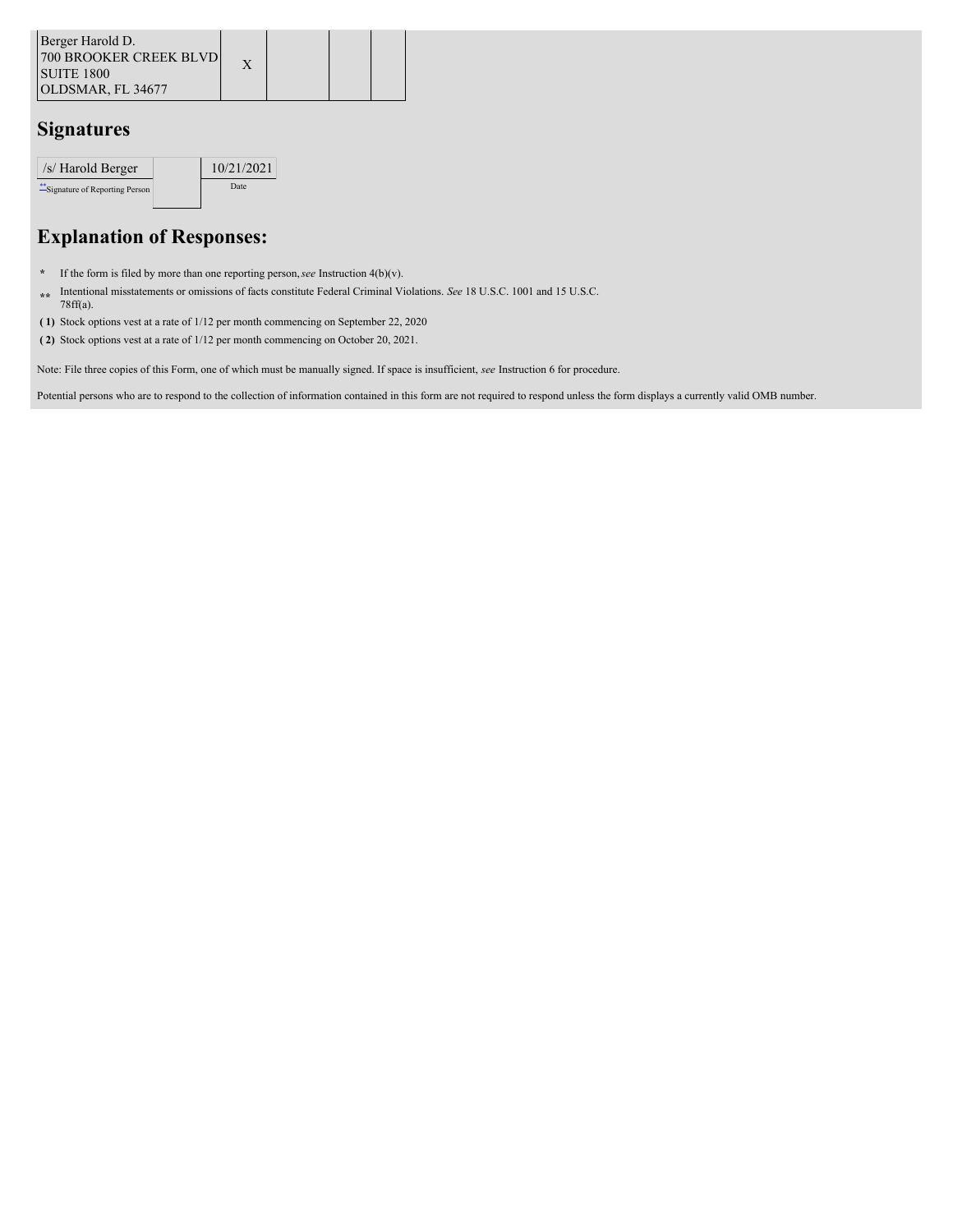| | | | | |
|---|---|---|---|---|
| Berger Harold D.<br>700 BROOKER CREEK BLVD<br>SUITE 1800<br>OLDSMAR, FL 34677 | X | | | |

## Signatures

| /s/ Harold Berger | | 10/21/2021 |
|---|---|---|
| ** Signature of Reporting Person | | Date |

## Explanation of Responses:

\* If the form is filed by more than one reporting person, *see* Instruction 4(b)(v).

** Intentional misstatements or omissions of facts constitute Federal Criminal Violations. *See* 18 U.S.C. 1001 and 15 U.S.C. 78ff(a).

(1) Stock options vest at a rate of 1/12 per month commencing on September 22, 2020

(2) Stock options vest at a rate of 1/12 per month commencing on October 20, 2021.

Note: File three copies of this Form, one of which must be manually signed. If space is insufficient, *see* Instruction 6 for procedure.

Potential persons who are to respond to the collection of information contained in this form are not required to respond unless the form displays a currently valid OMB number.